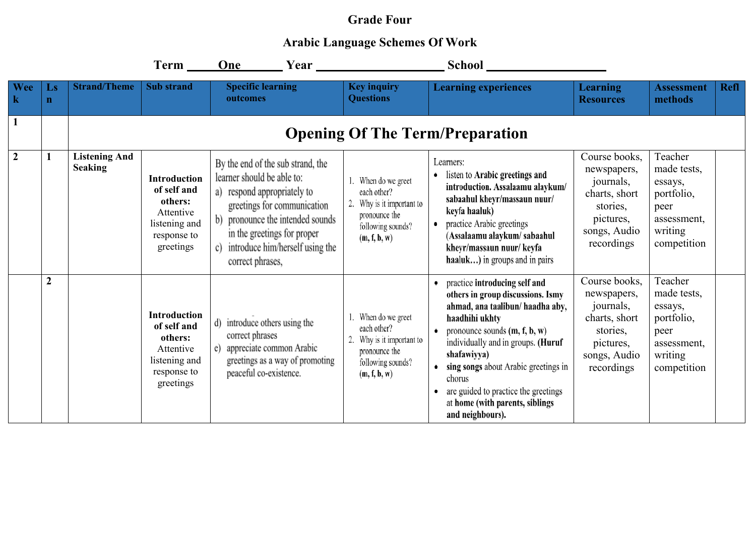# Grade Four

## Arabic Language Schemes Of Work

**Term \_\_\_\_\_One\_\_\_\_\_\_ Year \_\_\_\_\_\_\_\_\_\_\_\_\_\_\_\_\_\_\_\_ School \_\_\_\_\_\_\_\_\_\_\_\_\_\_\_\_\_\_**

| Week | Lsn | Strand/Theme | Sub strand | Specific learning outcomes | Key inquiry Questions | Learning experiences | Learning Resources | Assessment methods | Refl |
|---|---|---|---|---|---|---|---|---|---|
| 1 | | **Opening Of The Term/Preparation** | | | | | | | |
| 2 | 1 | **Listening And Seaking** | **Introduction of self and others:** Attentive listening and response to greetings | By the end of the sub strand, the learner should be able to: a) respond appropriately to greetings for communication b) pronounce the intended sounds in the greetings for proper c) introduce him/herself using the correct phrases, | 1. When do we greet each other? 2. Why is it important to pronounce the following sounds? **(m, f, b, w)** | Learners: • listen to **Arabic greetings and introduction. Assalaamu alaykum/ sabaahul kheyr/massaun nuur/ keyfa haaluk)** • practice Arabic greetings (**Assalaamu alaykum/ sabaahul kheyr/massaun nuur/ keyfa haaluk…)** in groups and in pairs | Course books, newspapers, journals, charts, short stories, pictures, songs, Audio recordings | Teacher made tests, essays, portfolio, peer assessment, writing competition | |
| | 2 | | **Introduction of self and others:** Attentive listening and response to greetings | d) introduce others using the correct phrases e) appreciate common Arabic greetings as a way of promoting peaceful co-existence. | 1. When do we greet each other? 2. Why is it important to pronounce the following sounds? **(m, f, b, w)** | • practice **introducing self and others in group discussions. Ismy ahmad, ana taalibun/ haadha aby, haadhihi ukhty** • pronounce sounds **(m, f, b, w)** individually and in groups. **(Huruf shafawiyya)** • **sing songs** about Arabic greetings in chorus • are guided to practice the greetings at **home (with parents, siblings and neighbours).** | Course books, newspapers, journals, charts, short stories, pictures, songs, Audio recordings | Teacher made tests, essays, portfolio, peer assessment, writing competition | |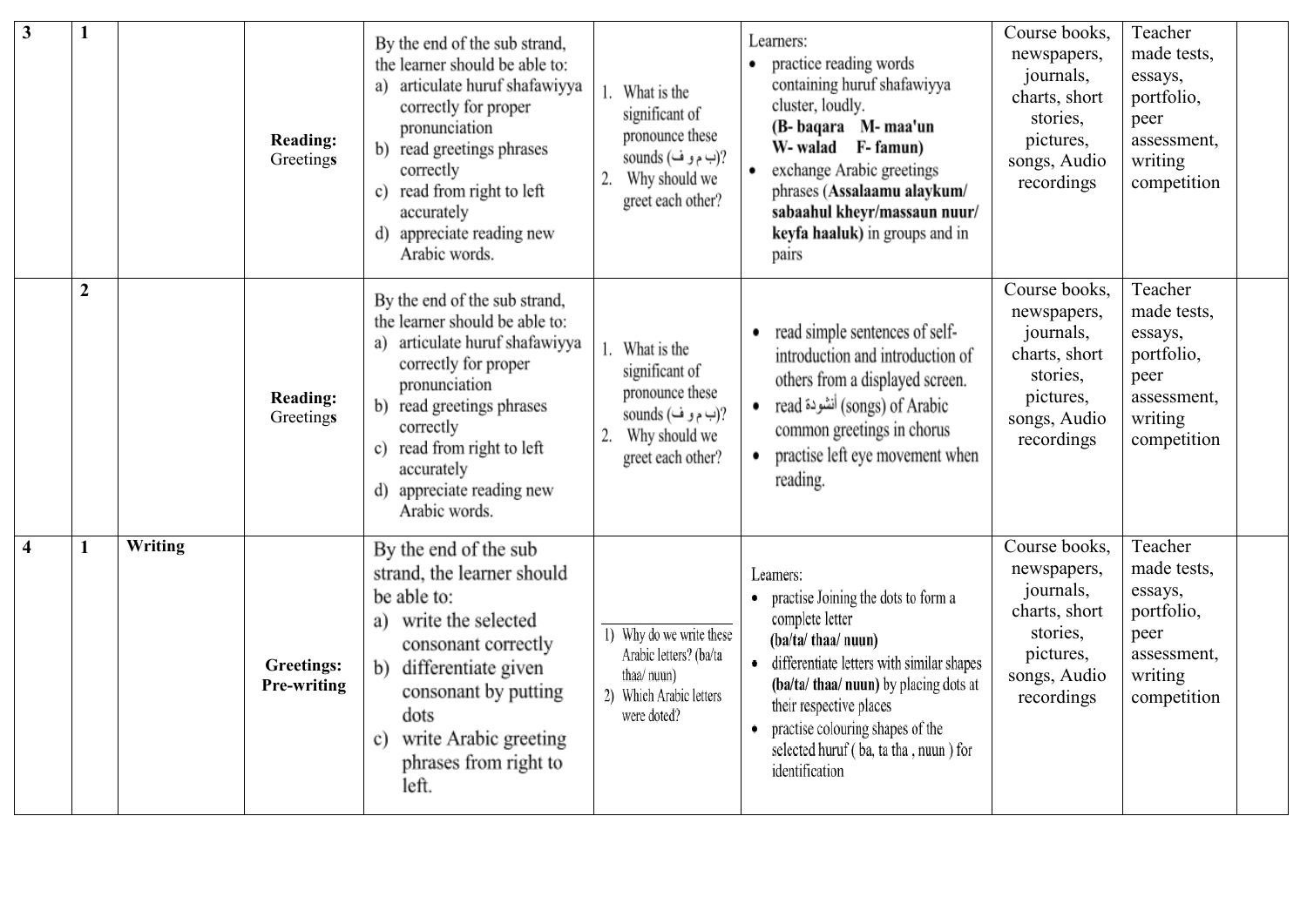| 3 | 1 | | Reading: Greetings | By the end of the sub strand, the learner should be able to:<br>a) articulate huruf shafawiyya correctly for proper pronunciation<br>b) read greetings phrases correctly<br>c) read from right to left accurately<br>d) appreciate reading new Arabic words. | 1. What is the significant of pronounce these sounds (ب م و ف)?<br>2. Why should we greet each other? | Learners:<br>• practice reading words containing huruf shafawiyya cluster, loudly. **(B- baqara M- maa'un W- walad F- famun)**<br>• exchange Arabic greetings phrases (**Assalaamu alaykum/ sabaahul kheyr/massaun nuur/ keyfa haaluk)** in groups and in pairs | Course books, newspapers, journals, charts, short stories, pictures, songs, Audio recordings | Teacher made tests, essays, portfolio, peer assessment, writing competition | |
|---|---|---|---|---|---|---|---|---|---|
| | 2 | | Reading: Greetings | By the end of the sub strand, the learner should be able to:<br>a) articulate huruf shafawiyya correctly for proper pronunciation<br>b) read greetings phrases correctly<br>c) read from right to left accurately<br>d) appreciate reading new Arabic words. | 1. What is the significant of pronounce these sounds (ب م و ف)?<br>2. Why should we greet each other? | • read simple sentences of self-introduction and introduction of others from a displayed screen.<br>• read أنشودة (songs) of Arabic common greetings in chorus<br>• practise left eye movement when reading. | Course books, newspapers, journals, charts, short stories, pictures, songs, Audio recordings | Teacher made tests, essays, portfolio, peer assessment, writing competition | |
| 4 | 1 | **Writing** | **Greetings: Pre-writing** | By the end of the sub strand, the learner should be able to:<br>a) write the selected consonant correctly<br>b) differentiate given consonant by putting dots<br>c) write Arabic greeting phrases from right to left. | 1) Why do we write these Arabic letters? (ba/ta thaa/ nuun)<br>2) Which Arabic letters were doted? | Learners:<br>• practise Joining the dots to form a complete letter **(ba/ta/ thaa/ nuun)**<br>• differentiate letters with similar shapes **(ba/ta/ thaa/ nuun)** by placing dots at their respective places<br>• practise colouring shapes of the selected huruf ( ba, ta tha , nuun ) for identification | Course books, newspapers, journals, charts, short stories, pictures, songs, Audio recordings | Teacher made tests, essays, portfolio, peer assessment, writing competition | |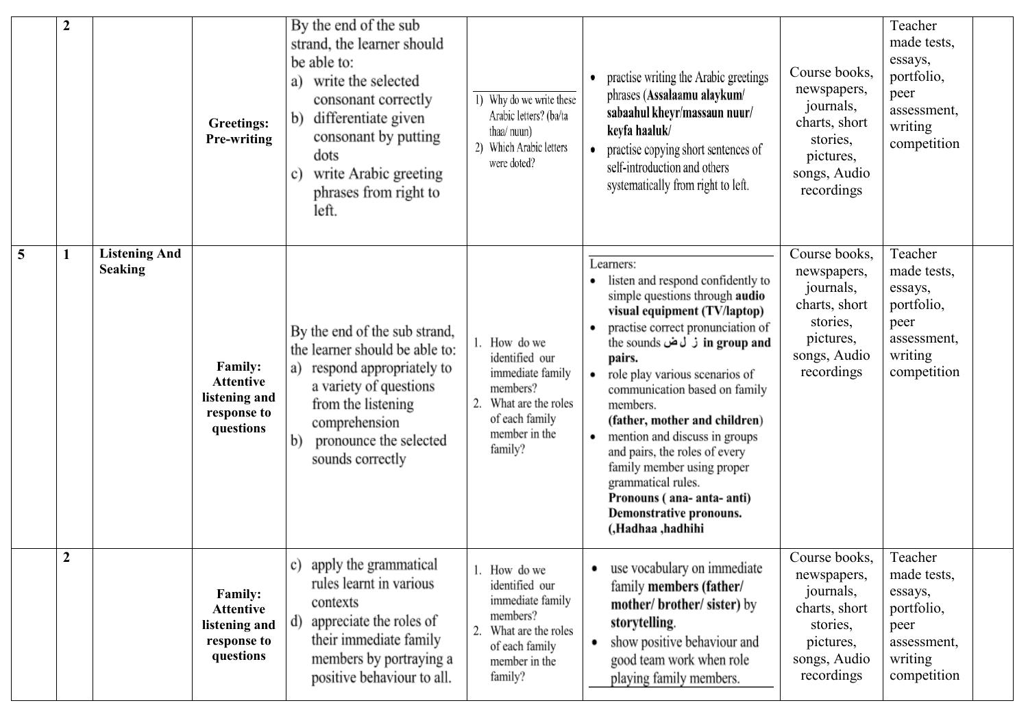| | 2 | | Greetings: Pre-writing | By the end of the sub strand, the learner should be able to:<br>a) write the selected consonant correctly<br>b) differentiate given consonant by putting dots<br>c) write Arabic greeting phrases from right to left. | 1) Why do we write these Arabic letters? (ba/ta thaa/ nuun)<br>2) Which Arabic letters were doted? | • practise writing the Arabic greetings phrases (**Assalaamu alaykum/ sabaahul kheyr/massaun nuur/ keyfa haaluk/**<br>• practise copying short sentences of self-introduction and others systematically from right to left. | Course books, newspapers, journals, charts, short stories, pictures, songs, Audio recordings | Teacher made tests, essays, portfolio, peer assessment, writing competition | |
|---|---|---|---|---|---|---|---|---|---|
| 5 | 1 | **Listening And Seaking** | **Family: Attentive listening and response to questions** | By the end of the sub strand, the learner should be able to:<br>a) respond appropriately to a variety of questions from the listening comprehension<br>b) pronounce the selected sounds correctly | 1. How do we identified our immediate family members?<br>2. What are the roles of each family member in the family? | Learners:<br>• listen and respond confidently to simple questions through **audio visual equipment (TV/laptop)**<br>• practise correct pronunciation of the sounds ز ل ض **in group and pairs.**<br>• role play various scenarios of communication based on family members.<br>**(father, mother and children)**<br>• mention and discuss in groups and pairs, the roles of every family member using proper grammatical rules.<br>**Pronouns ( ana- anta- anti)**<br>**Demonstrative pronouns. (,Hadhaa ,hadhihi** | Course books, newspapers, journals, charts, short stories, pictures, songs, Audio recordings | Teacher made tests, essays, portfolio, peer assessment, writing competition | |
| | 2 | | **Family: Attentive listening and response to questions** | c) apply the grammatical rules learnt in various contexts<br>d) appreciate the roles of their immediate family members by portraying a positive behaviour to all. | 1. How do we identified our immediate family members?<br>2. What are the roles of each family member in the family? | • use vocabulary on immediate family **members (father/ mother/ brother/ sister)** by **storytelling**.<br>• show positive behaviour and good team work when role playing family members. | Course books, newspapers, journals, charts, short stories, pictures, songs, Audio recordings | Teacher made tests, essays, portfolio, peer assessment, writing competition | |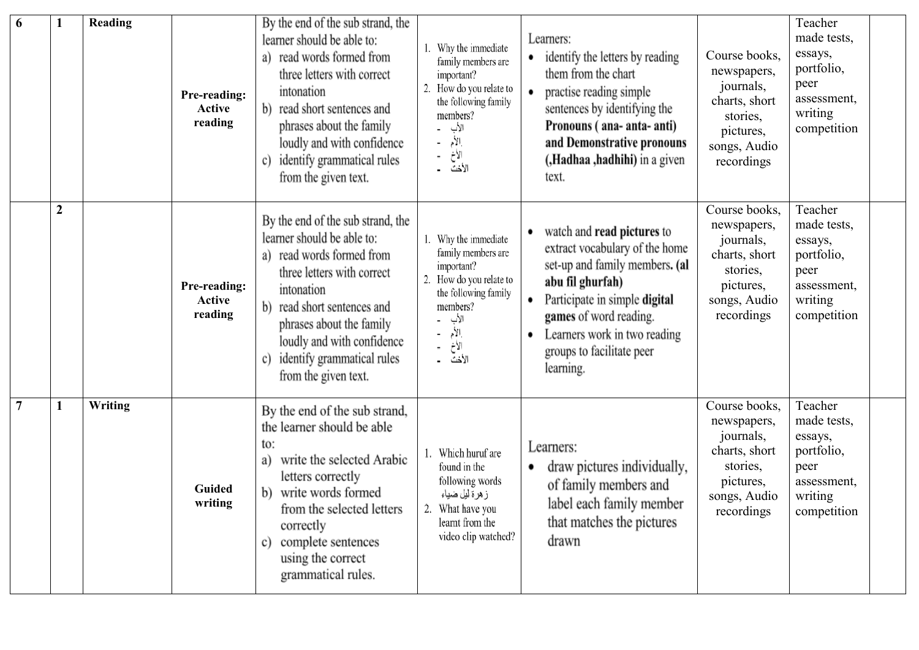| 6 | 1 | Reading | Pre-reading: Active reading | By the end of the sub strand, the learner should be able to:<br>a) read words formed from three letters with correct intonation<br>b) read short sentences and phrases about the family loudly and with confidence<br>c) identify grammatical rules from the given text. | 1. Why the immediate family members are important?<br>2. How do you relate to the following family members?<br>- الأب<br>- الأم<br>- الأخ<br>- الأخت | Learners:<br>• identify the letters by reading them from the chart<br>• practise reading simple sentences by identifying the **Pronouns ( ana- anta- anti) and Demonstrative pronouns (,Hadhaa ,hadhihi)** in a given text. | Course books, newspapers, journals, charts, short stories, pictures, songs, Audio recordings | Teacher made tests, essays, portfolio, peer assessment, writing competition | |
|---|---|---|---|---|---|---|---|---|---|
| | 2 | | Pre-reading: Active reading | By the end of the sub strand, the learner should be able to:<br>a) read words formed from three letters with correct intonation<br>b) read short sentences and phrases about the family loudly and with confidence<br>c) identify grammatical rules from the given text. | 1. Why the immediate family members are important?<br>2. How do you relate to the following family members?<br>- الأب<br>- الأم<br>- الأخ<br>- الأخت | • watch and **read pictures** to extract vocabulary of the home set-up and family members**. (al abu fil ghurfah)**<br>• Participate in simple **digital games** of word reading.<br>• Learners work in two reading groups to facilitate peer learning. | Course books, newspapers, journals, charts, short stories, pictures, songs, Audio recordings | Teacher made tests, essays, portfolio, peer assessment, writing competition | |
| 7 | 1 | Writing | Guided writing | By the end of the sub strand, the learner should be able to:<br>a) write the selected Arabic letters correctly<br>b) write words formed from the selected letters correctly<br>c) complete sentences using the correct grammatical rules. | 1. Which huruf are found in the following words زهرة ليل ضياء<br>2. What have you learnt from the video clip watched? | Learners:<br>• draw pictures individually, of family members and label each family member that matches the pictures drawn | Course books, newspapers, journals, charts, short stories, pictures, songs, Audio recordings | Teacher made tests, essays, portfolio, peer assessment, writing competition | |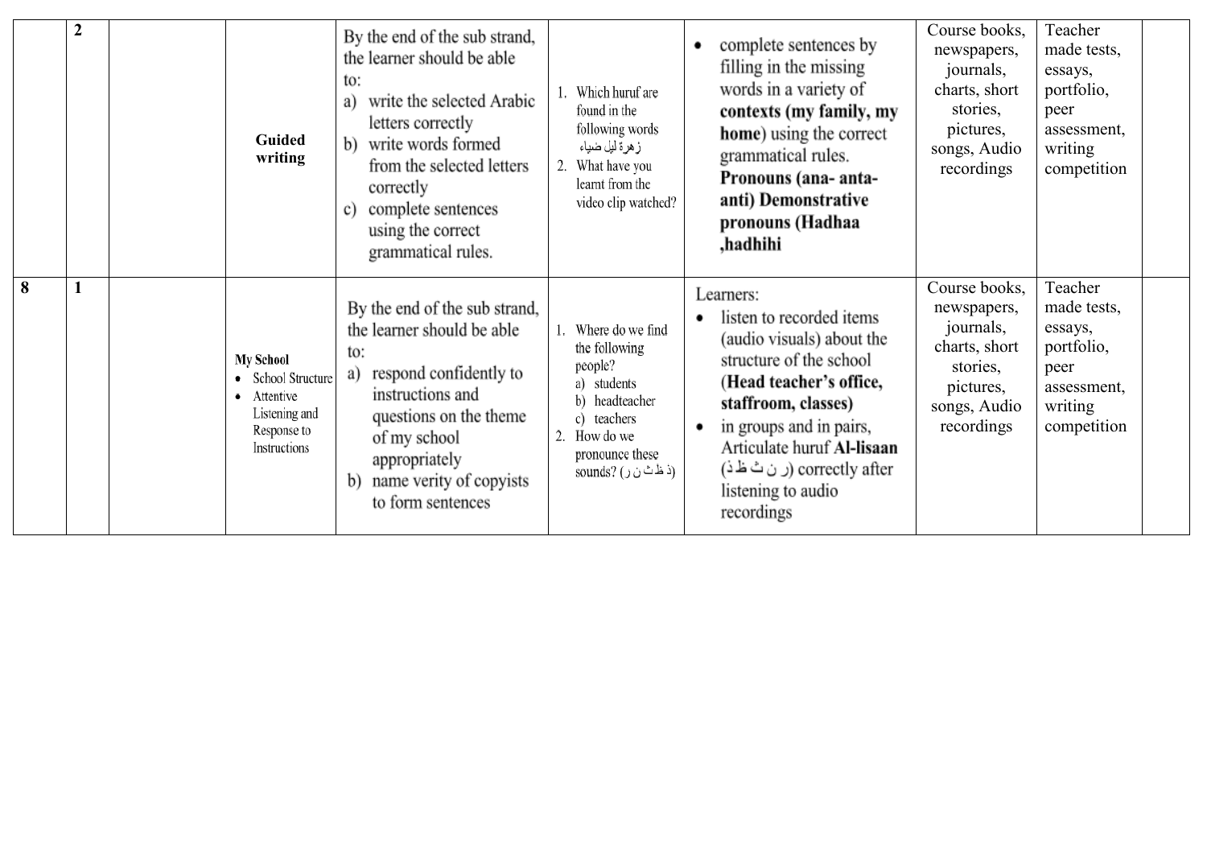| | | | | | | | | | |
|---|---|---|---|---|---|---|---|---|---|
| | 2 | | **Guided writing** | By the end of the sub strand, the learner should be able to:<br>a) write the selected Arabic letters correctly<br>b) write words formed from the selected letters correctly<br>c) complete sentences using the correct grammatical rules. | 1. Which huruf are found in the following words زهرة ليل ضياء<br>2. What have you learnt from the video clip watched? | • complete sentences by filling in the missing words in a variety of **contexts (my family, my home**) using the correct grammatical rules. **Pronouns (ana- anta-anti) Demonstrative pronouns (Hadhaa ,hadhihi** | Course books, newspapers, journals, charts, short stories, pictures, songs, Audio recordings | Teacher made tests, essays, portfolio, peer assessment, writing competition | |
| 8 | 1 | | **My School**<br>• School Structure<br>• Attentive Listening and Response to Instructions | By the end of the sub strand, the learner should be able to:<br>a) respond confidently to instructions and questions on the theme of my school appropriately<br>b) name verity of copyists to form sentences | 1. Where do we find the following people?<br>a) students<br>b) headteacher<br>c) teachers<br>2. How do we pronounce these sounds? (ذ ظ ث ن ر) | Learners:<br>• listen to recorded items (audio visuals) about the structure of the school (**Head teacher's office, staffroom, classes)**<br>• in groups and in pairs, Articulate huruf **Al-lisaan** (ر ن ث ظ ذ) correctly after listening to audio recordings | Course books, newspapers, journals, charts, short stories, pictures, songs, Audio recordings | Teacher made tests, essays, portfolio, peer assessment, writing competition | |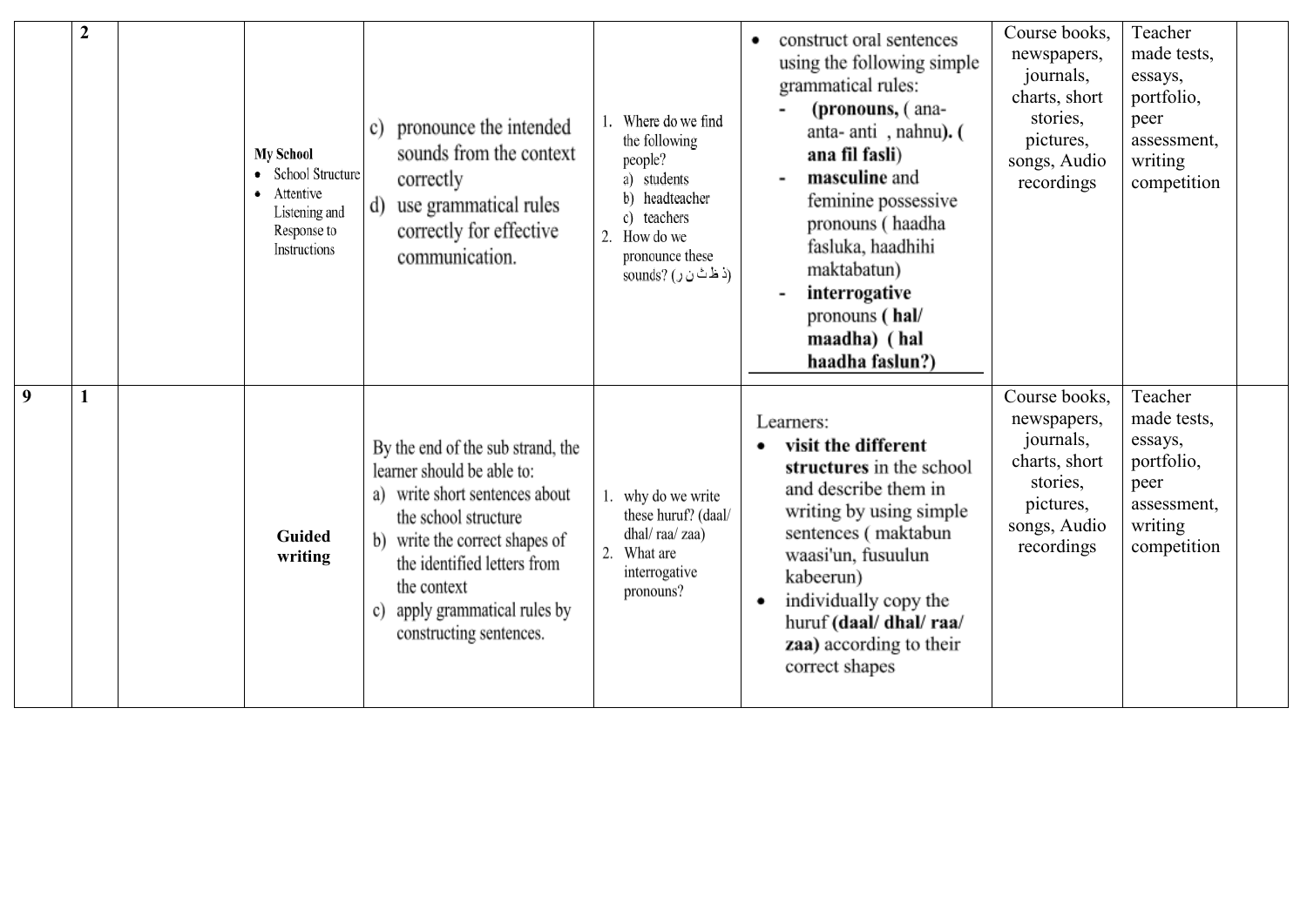| | 2 | | My School<br>• School Structure<br>• Attentive Listening and Response to Instructions | c) pronounce the intended sounds from the context correctly<br>d) use grammatical rules correctly for effective communication. | 1. Where do we find the following people?<br>a) students<br>b) headteacher<br>c) teachers<br>2. How do we pronounce these sounds? (ذ ظ ث ن ر) | • construct oral sentences using the following simple grammatical rules:<br>- **(pronouns,** ( ana- anta- anti , nahnu**). ( ana fil fasli)**<br>- **masculine** and feminine possessive pronouns ( haadha fasluka, haadhihi maktabatun)<br>- **interrogative** pronouns **( hal/ maadha) ( hal haadha faslun?)** | Course books, newspapers, journals, charts, short stories, pictures, songs, Audio recordings | Teacher made tests, essays, portfolio, peer assessment, writing competition | |
|---|---|---|---|---|---|---|---|---|---|
| 9 | 1 | | **Guided writing** | By the end of the sub strand, the learner should be able to:<br>a) write short sentences about the school structure<br>b) write the correct shapes of the identified letters from the context<br>c) apply grammatical rules by constructing sentences. | 1. why do we write these huruf? (daal/ dhal/ raa/ zaa)<br>2. What are interrogative pronouns? | Learners:<br>• **visit the different structures** in the school and describe them in writing by using simple sentences ( maktabun waasi'un, fusuulun kabeerun)<br>• individually copy the huruf **(daal/ dhal/ raa/ zaa)** according to their correct shapes | Course books, newspapers, journals, charts, short stories, pictures, songs, Audio recordings | Teacher made tests, essays, portfolio, peer assessment, writing competition | |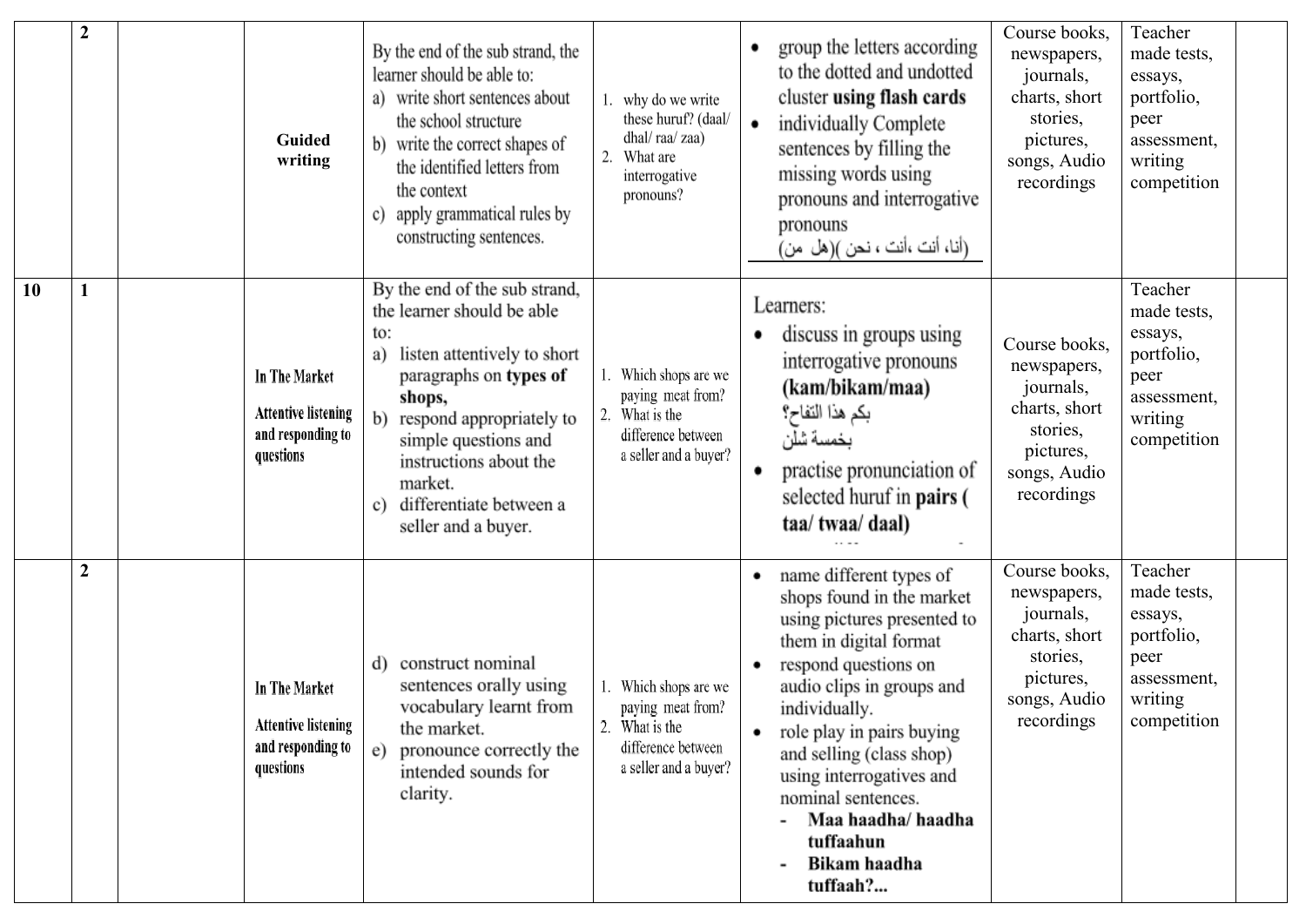| | 2 | | Guided writing | By the end of the sub strand, the learner should be able to:<br>a) write short sentences about the school structure<br>b) write the correct shapes of the identified letters from the context<br>c) apply grammatical rules by constructing sentences. | 1. why do we write these huruf? (daal/ dhal/ raa/ zaa)<br>2. What are interrogative pronouns? | • group the letters according to the dotted and undotted cluster **using flash cards**<br>• individually Complete sentences by filling the missing words using pronouns and interrogative pronouns<br>(أنا، أنت ،أنت ، نحن )(هل من) | Course books, newspapers, journals, charts, short stories, pictures, songs, Audio recordings | Teacher made tests, essays, portfolio, peer assessment, writing competition | |
|---|---|---|---|---|---|---|---|---|---|
| 10 | 1 | | **In The Market**<br>**Attentive listening and responding to questions** | By the end of the sub strand, the learner should be able to:<br>a) listen attentively to short paragraphs on **types of shops,**<br>b) respond appropriately to simple questions and instructions about the market.<br>c) differentiate between a seller and a buyer. | 1. Which shops are we paying meat from?<br>2. What is the difference between a seller and a buyer? | Learners:<br>• discuss in groups using interrogative pronouns **(kam/bikam/maa)**<br>بكم هذا التفاح؟<br>بخمسة شلن<br>• practise pronunciation of selected huruf in **pairs ( taa/ twaa/ daal)** | Course books, newspapers, journals, charts, short stories, pictures, songs, Audio recordings | Teacher made tests, essays, portfolio, peer assessment, writing competition | |
| | 2 | | **In The Market**<br>**Attentive listening and responding to questions** | d) construct nominal sentences orally using vocabulary learnt from the market.<br>e) pronounce correctly the intended sounds for clarity. | 1. Which shops are we paying meat from?<br>2. What is the difference between a seller and a buyer? | • name different types of shops found in the market using pictures presented to them in digital format<br>• respond questions on audio clips in groups and individually.<br>• role play in pairs buying and selling (class shop) using interrogatives and nominal sentences.<br>- **Maa haadha/ haadha tuffaahun**<br>- **Bikam haadha tuffaah?...** | Course books, newspapers, journals, charts, short stories, pictures, songs, Audio recordings | Teacher made tests, essays, portfolio, peer assessment, writing competition | |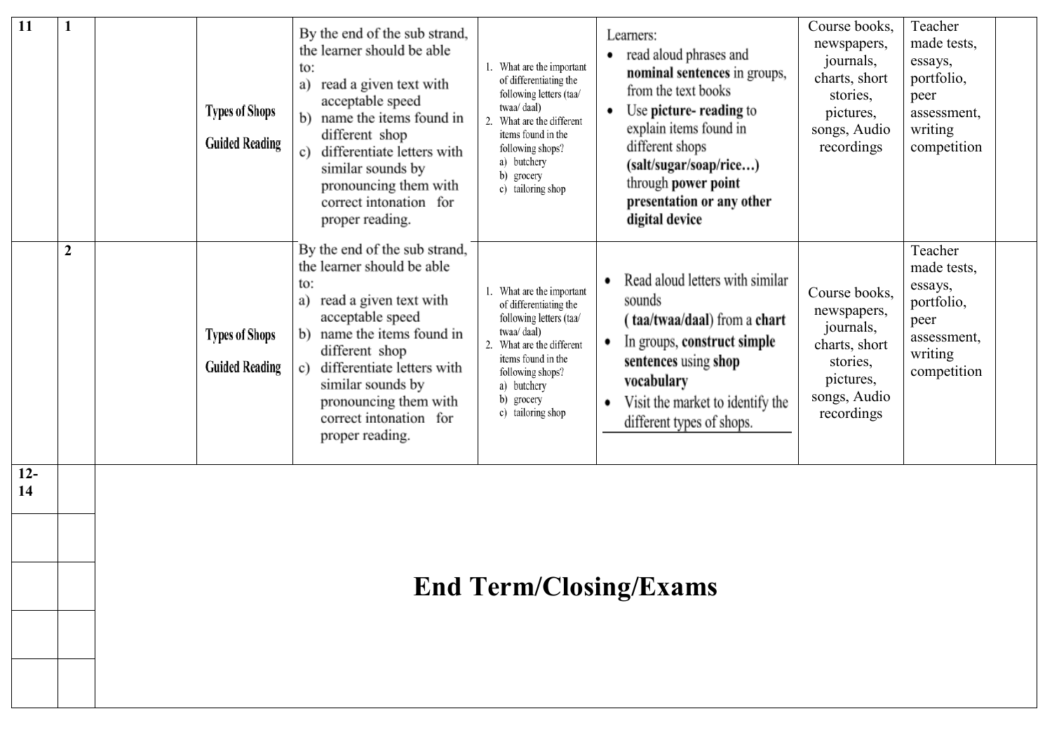| | | | | | | | | | |
|---|---|---|---|---|---|---|---|---|---|
| 11 | 1 | | **Types of Shops**<br><br>**Guided Reading** | By the end of the sub strand, the learner should be able to:<br>a) read a given text with acceptable speed<br>b) name the items found in different shop<br>c) differentiate letters with similar sounds by pronouncing them with correct intonation for proper reading. | 1. What are the important of differentiating the following letters (taa/ twaa/ daal)<br>2. What are the different items found in the following shops?<br>a) butchery<br>b) grocery<br>c) tailoring shop | Learners:<br>• read aloud phrases and **nominal sentences** in groups, from the text books<br>• Use **picture- reading** to explain items found in different shops **(salt/sugar/soap/rice…)** through **power point presentation or any other digital device** | Course books, newspapers, journals, charts, short stories, pictures, songs, Audio recordings | Teacher made tests, essays, portfolio, peer assessment, writing competition | |
| | 2 | | **Types of Shops**<br><br>**Guided Reading** | By the end of the sub strand, the learner should be able to:<br>a) read a given text with acceptable speed<br>b) name the items found in different shop<br>c) differentiate letters with similar sounds by pronouncing them with correct intonation for proper reading. | 1. What are the important of differentiating the following letters (taa/ twaa/ daal)<br>2. What are the different items found in the following shops?<br>a) butchery<br>b) grocery<br>c) tailoring shop | • Read aloud letters with similar sounds **( taa/twaa/daal)** from a **chart**<br>• In groups, **construct simple sentences** using **shop vocabulary**<br>• Visit the market to identify the different types of shops. | Course books, newspapers, journals, charts, short stories, pictures, songs, Audio recordings | Teacher made tests, essays, portfolio, peer assessment, writing competition | |
| 12-14 | | **End Term/Closing/Exams** | | | | | | | |